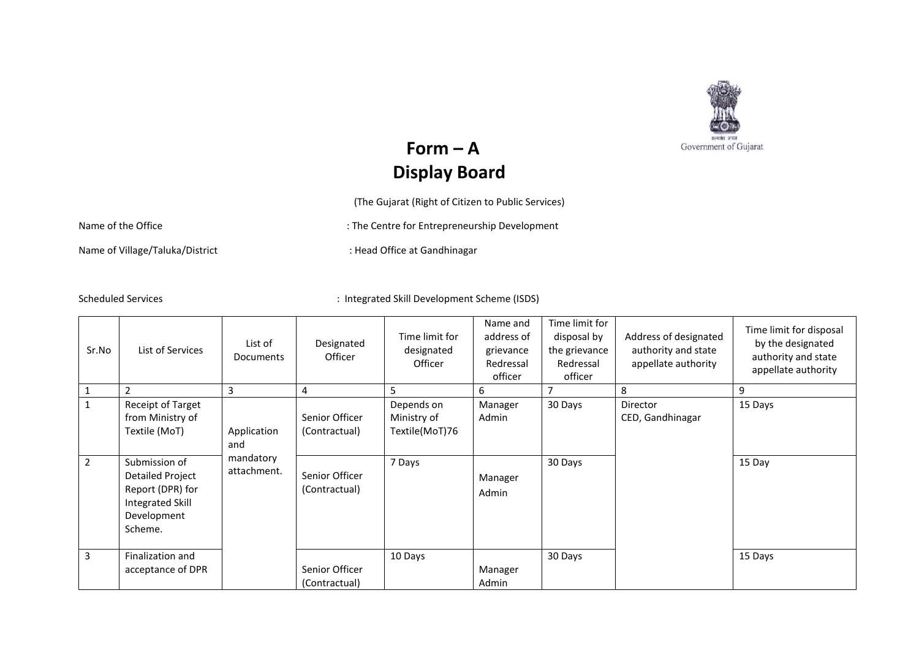Government of Gujarat

# Form – A
# Display Board

(The Gujarat (Right of Citizen to Public Services)

Name of the Office : The Centre for Entrepreneurship Development

Name of Village/Taluka/District : Head Office at Gandhinagar

Scheduled Services : Integrated Skill Development Scheme (ISDS)

| Sr.No | List of Services | List of Documents | Designated Officer | Time limit for designated Officer | Name and address of grievance Redressal officer | Time limit for disposal by the grievance Redressal officer | Address of designated authority and state appellate authority | Time limit for disposal by the designated authority and state appellate authority |
|---|---|---|---|---|---|---|---|---|
| 1 | 2 | 3 | 4 | 5 | 6 | 7 | 8 | 9 |
| 1 | Receipt of Target from Ministry of Textile (MoT) | Application and mandatory attachment. | Senior Officer (Contractual) | Depends on Ministry of Textile(MoT)76 | Manager Admin | 30 Days | Director CED, Gandhinagar | 15 Days |
| 2 | Submission of Detailed Project Report (DPR) for Integrated Skill Development Scheme. | | Senior Officer (Contractual) | 7 Days | Manager Admin | 30 Days | | 15 Day |
| 3 | Finalization and acceptance of DPR | | Senior Officer (Contractual) | 10 Days | Manager Admin | 30 Days | | 15 Days |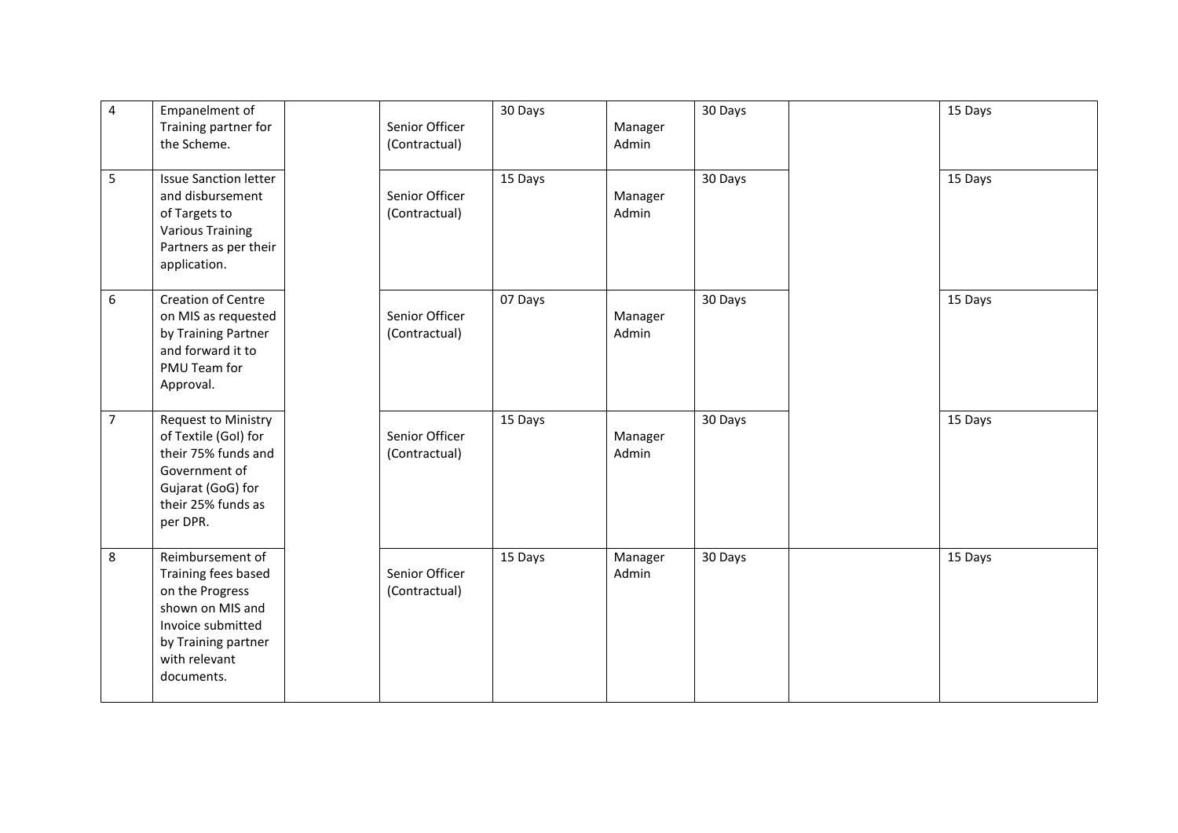| | | | | | | | | |
|---|---|---|---|---|---|---|---|---|
| 4 | Empanelment of Training partner for the Scheme. | | Senior Officer (Contractual) | 30 Days | Manager Admin | 30 Days | | 15 Days |
| 5 | Issue Sanction letter and disbursement of Targets to Various Training Partners as per their application. | | Senior Officer (Contractual) | 15 Days | Manager Admin | 30 Days | | 15 Days |
| 6 | Creation of Centre on MIS as requested by Training Partner and forward it to PMU Team for Approval. | | Senior Officer (Contractual) | 07 Days | Manager Admin | 30 Days | | 15 Days |
| 7 | Request to Ministry of Textile (GoI) for their 75% funds and Government of Gujarat (GoG) for their 25% funds as per DPR. | | Senior Officer (Contractual) | 15 Days | Manager Admin | 30 Days | | 15 Days |
| 8 | Reimbursement of Training fees based on the Progress shown on MIS and Invoice submitted by Training partner with relevant documents. | | Senior Officer (Contractual) | 15 Days | Manager Admin | 30 Days | | 15 Days |